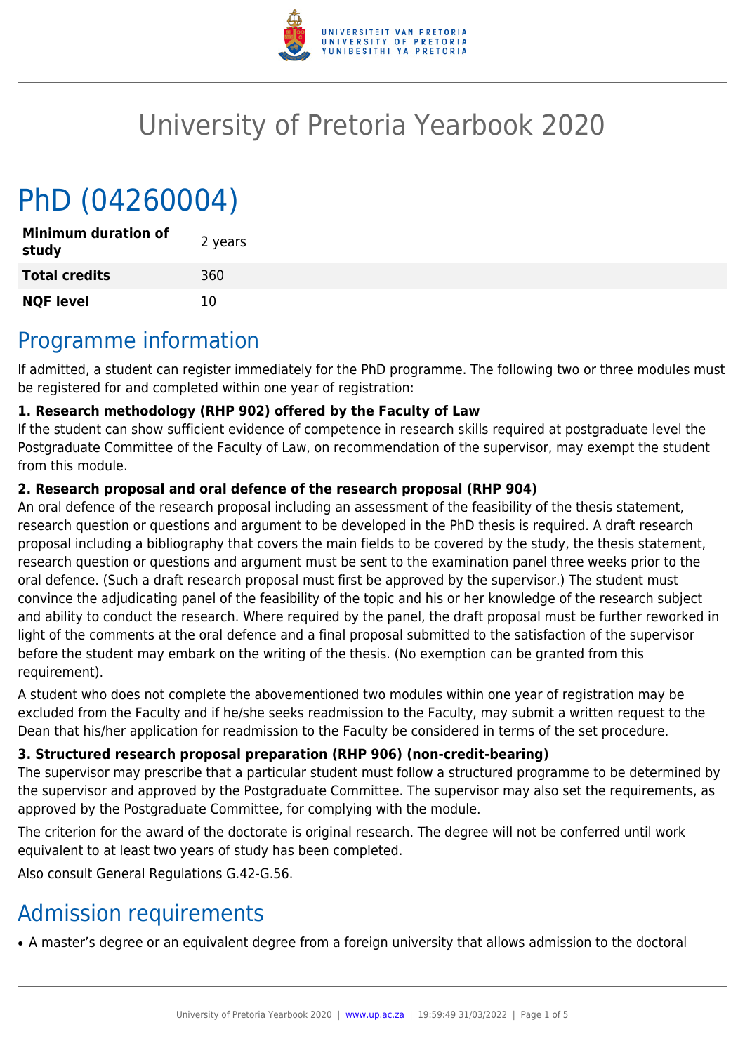# University of Pretoria Yearbook 2020

# PhD (04260004)

| | |
|---|---|
| **Minimum duration of study** | 2 years |
| **Total credits** | 360 |
| **NQF level** | 10 |

## Programme information

If admitted, a student can register immediately for the PhD programme. The following two or three modules must be registered for and completed within one year of registration:

**1. Research methodology (RHP 902) offered by the Faculty of Law**

If the student can show sufficient evidence of competence in research skills required at postgraduate level the Postgraduate Committee of the Faculty of Law, on recommendation of the supervisor, may exempt the student from this module.

**2. Research proposal and oral defence of the research proposal (RHP 904)**

An oral defence of the research proposal including an assessment of the feasibility of the thesis statement, research question or questions and argument to be developed in the PhD thesis is required. A draft research proposal including a bibliography that covers the main fields to be covered by the study, the thesis statement, research question or questions and argument must be sent to the examination panel three weeks prior to the oral defence. (Such a draft research proposal must first be approved by the supervisor.) The student must convince the adjudicating panel of the feasibility of the topic and his or her knowledge of the research subject and ability to conduct the research. Where required by the panel, the draft proposal must be further reworked in light of the comments at the oral defence and a final proposal submitted to the satisfaction of the supervisor before the student may embark on the writing of the thesis. (No exemption can be granted from this requirement).

A student who does not complete the abovementioned two modules within one year of registration may be excluded from the Faculty and if he/she seeks readmission to the Faculty, may submit a written request to the Dean that his/her application for readmission to the Faculty be considered in terms of the set procedure.

**3. Structured research proposal preparation (RHP 906) (non-credit-bearing)**

The supervisor may prescribe that a particular student must follow a structured programme to be determined by the supervisor and approved by the Postgraduate Committee. The supervisor may also set the requirements, as approved by the Postgraduate Committee, for complying with the module.

The criterion for the award of the doctorate is original research. The degree will not be conferred until work equivalent to at least two years of study has been completed.

Also consult General Regulations G.42-G.56.

## Admission requirements

- A master's degree or an equivalent degree from a foreign university that allows admission to the doctoral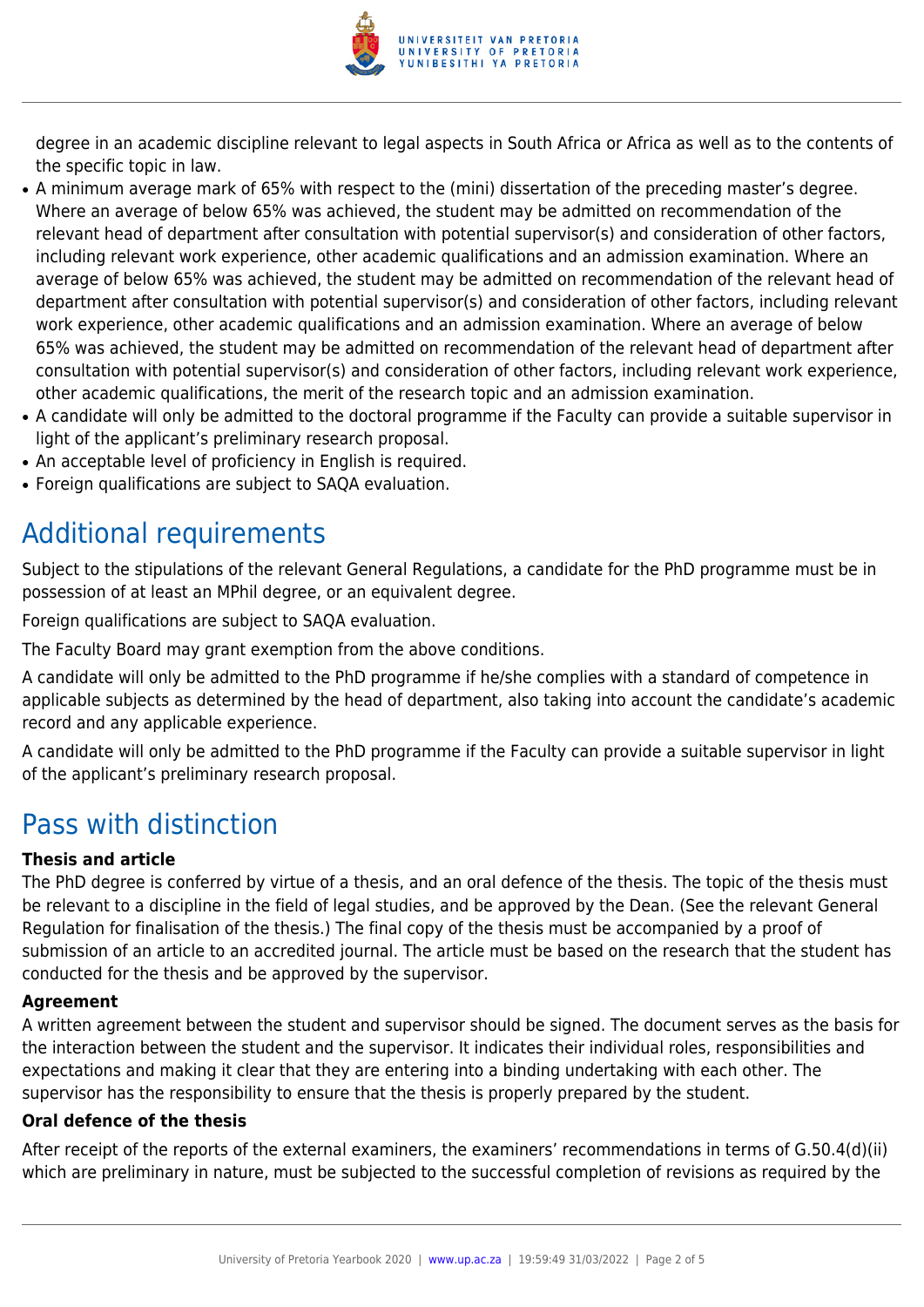degree in an academic discipline relevant to legal aspects in South Africa or Africa as well as to the contents of the specific topic in law.

- A minimum average mark of 65% with respect to the (mini) dissertation of the preceding master's degree. Where an average of below 65% was achieved, the student may be admitted on recommendation of the relevant head of department after consultation with potential supervisor(s) and consideration of other factors, including relevant work experience, other academic qualifications and an admission examination. Where an average of below 65% was achieved, the student may be admitted on recommendation of the relevant head of department after consultation with potential supervisor(s) and consideration of other factors, including relevant work experience, other academic qualifications and an admission examination. Where an average of below 65% was achieved, the student may be admitted on recommendation of the relevant head of department after consultation with potential supervisor(s) and consideration of other factors, including relevant work experience, other academic qualifications, the merit of the research topic and an admission examination.
- A candidate will only be admitted to the doctoral programme if the Faculty can provide a suitable supervisor in light of the applicant's preliminary research proposal.
- An acceptable level of proficiency in English is required.
- Foreign qualifications are subject to SAQA evaluation.

## Additional requirements

Subject to the stipulations of the relevant General Regulations, a candidate for the PhD programme must be in possession of at least an MPhil degree, or an equivalent degree.

Foreign qualifications are subject to SAQA evaluation.

The Faculty Board may grant exemption from the above conditions.

A candidate will only be admitted to the PhD programme if he/she complies with a standard of competence in applicable subjects as determined by the head of department, also taking into account the candidate's academic record and any applicable experience.

A candidate will only be admitted to the PhD programme if the Faculty can provide a suitable supervisor in light of the applicant's preliminary research proposal.

## Pass with distinction

### Thesis and article

The PhD degree is conferred by virtue of a thesis, and an oral defence of the thesis. The topic of the thesis must be relevant to a discipline in the field of legal studies, and be approved by the Dean. (See the relevant General Regulation for finalisation of the thesis.) The final copy of the thesis must be accompanied by a proof of submission of an article to an accredited journal. The article must be based on the research that the student has conducted for the thesis and be approved by the supervisor.

### Agreement

A written agreement between the student and supervisor should be signed. The document serves as the basis for the interaction between the student and the supervisor. It indicates their individual roles, responsibilities and expectations and making it clear that they are entering into a binding undertaking with each other. The supervisor has the responsibility to ensure that the thesis is properly prepared by the student.

### Oral defence of the thesis

After receipt of the reports of the external examiners, the examiners' recommendations in terms of G.50.4(d)(ii) which are preliminary in nature, must be subjected to the successful completion of revisions as required by the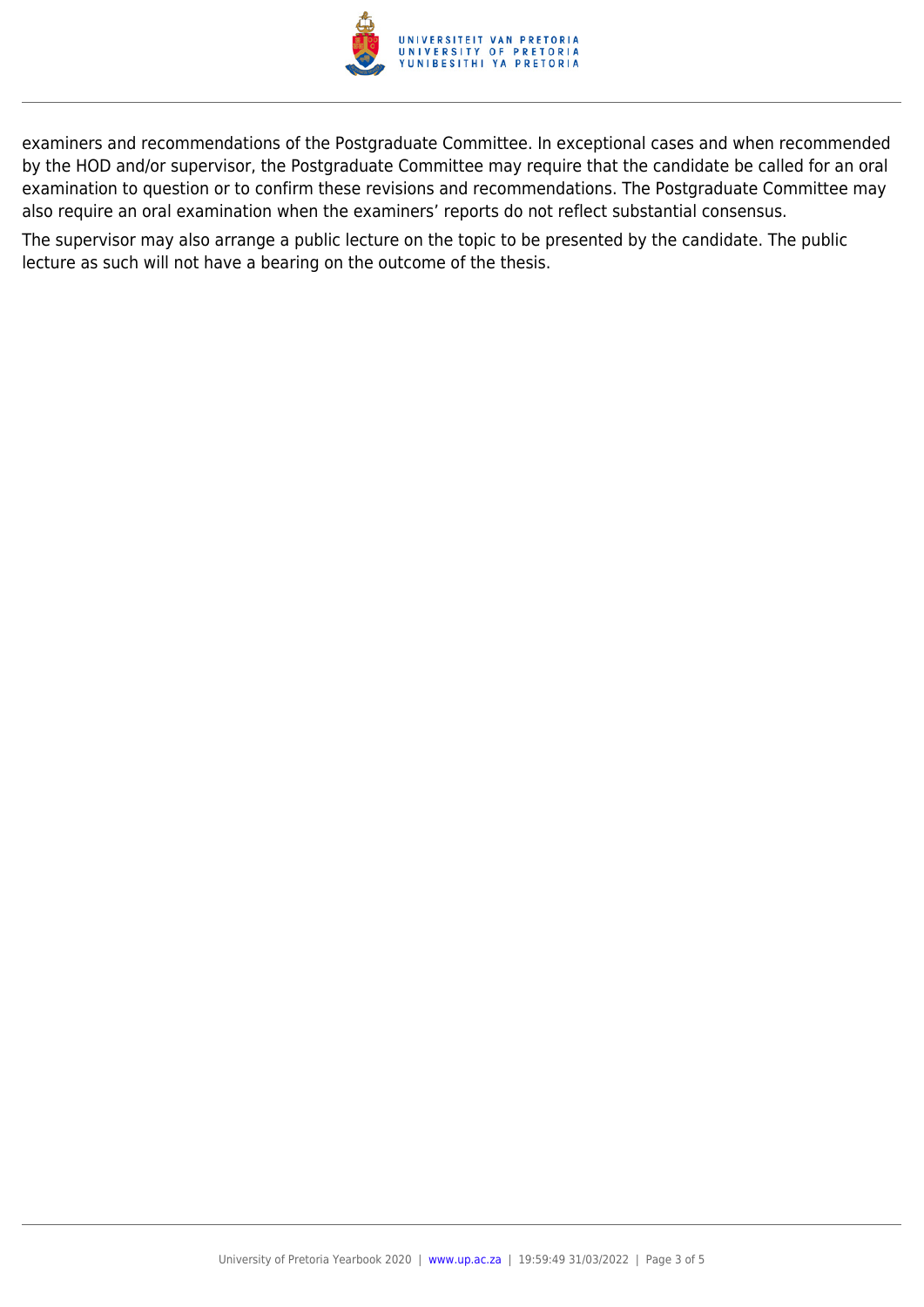examiners and recommendations of the Postgraduate Committee. In exceptional cases and when recommended by the HOD and/or supervisor, the Postgraduate Committee may require that the candidate be called for an oral examination to question or to confirm these revisions and recommendations. The Postgraduate Committee may also require an oral examination when the examiners' reports do not reflect substantial consensus.

The supervisor may also arrange a public lecture on the topic to be presented by the candidate. The public lecture as such will not have a bearing on the outcome of the thesis.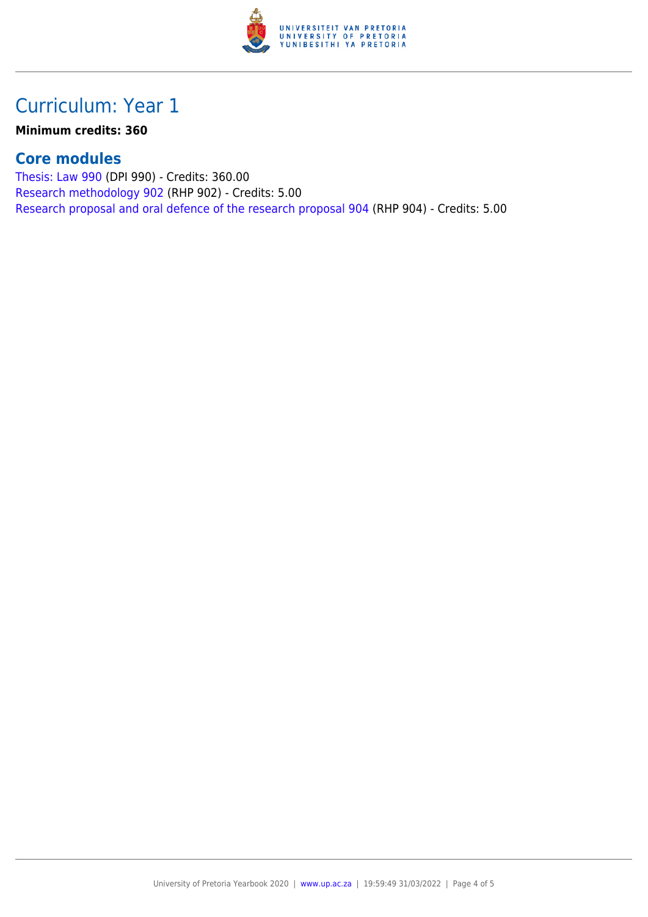# Curriculum: Year 1

**Minimum credits: 360**

## Core modules

Thesis: Law 990 (DPI 990) - Credits: 360.00
Research methodology 902 (RHP 902) - Credits: 5.00
Research proposal and oral defence of the research proposal 904 (RHP 904) - Credits: 5.00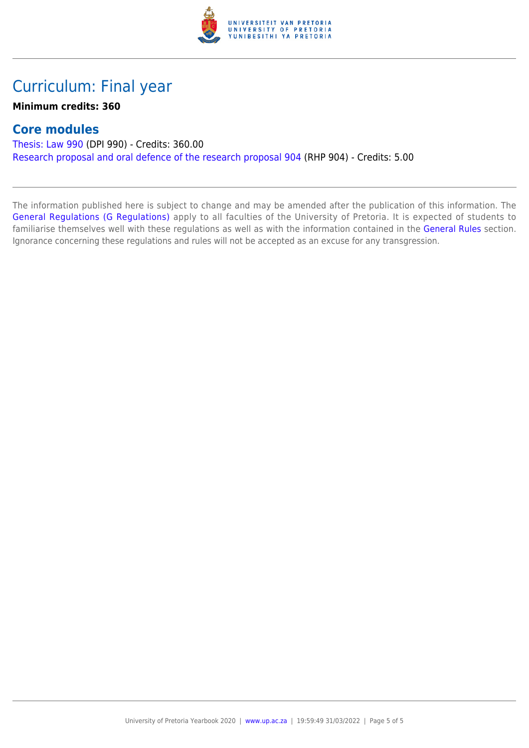# Curriculum: Final year

**Minimum credits: 360**

## Core modules

Thesis: Law 990 (DPI 990) - Credits: 360.00
Research proposal and oral defence of the research proposal 904 (RHP 904) - Credits: 5.00

The information published here is subject to change and may be amended after the publication of this information. The General Regulations (G Regulations) apply to all faculties of the University of Pretoria. It is expected of students to familiarise themselves well with these regulations as well as with the information contained in the General Rules section. Ignorance concerning these regulations and rules will not be accepted as an excuse for any transgression.